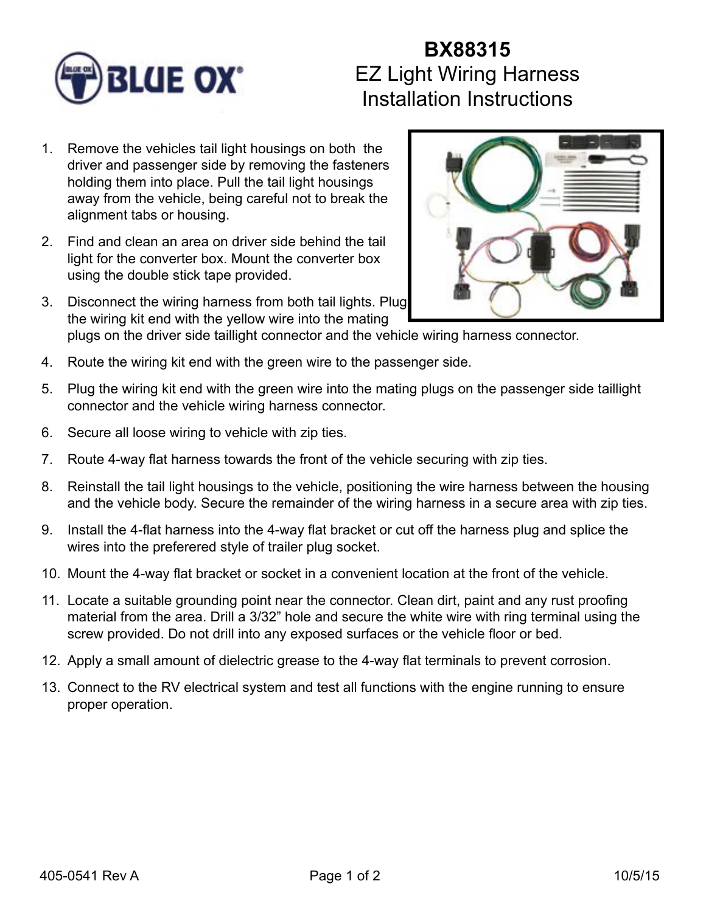# BX88315
## EZ Light Wiring Harness
## Installation Instructions

1. Remove the vehicles tail light housings on both the driver and passenger side by removing the fasteners holding them into place. Pull the tail light housings away from the vehicle, being careful not to break the alignment tabs or housing.
2. Find and clean an area on driver side behind the tail light for the converter box. Mount the converter box using the double stick tape provided.
3. Disconnect the wiring harness from both tail lights. Plug the wiring kit end with the yellow wire into the mating plugs on the driver side taillight connector and the vehicle wiring harness connector.
4. Route the wiring kit end with the green wire to the passenger side.
5. Plug the wiring kit end with the green wire into the mating plugs on the passenger side taillight connector and the vehicle wiring harness connector.
6. Secure all loose wiring to vehicle with zip ties.
7. Route 4-way flat harness towards the front of the vehicle securing with zip ties.
8. Reinstall the tail light housings to the vehicle, positioning the wire harness between the housing and the vehicle body. Secure the remainder of the wiring harness in a secure area with zip ties.
9. Install the 4-flat harness into the 4-way flat bracket or cut off the harness plug and splice the wires into the preferered style of trailer plug socket.
10. Mount the 4-way flat bracket or socket in a convenient location at the front of the vehicle.
11. Locate a suitable grounding point near the connector. Clean dirt, paint and any rust proofing material from the area. Drill a 3/32” hole and secure the white wire with ring terminal using the screw provided. Do not drill into any exposed surfaces or the vehicle floor or bed.
12. Apply a small amount of dielectric grease to the 4-way flat terminals to prevent corrosion.
13. Connect to the RV electrical system and test all functions with the engine running to ensure proper operation.

405-0541 Rev A 10/5/15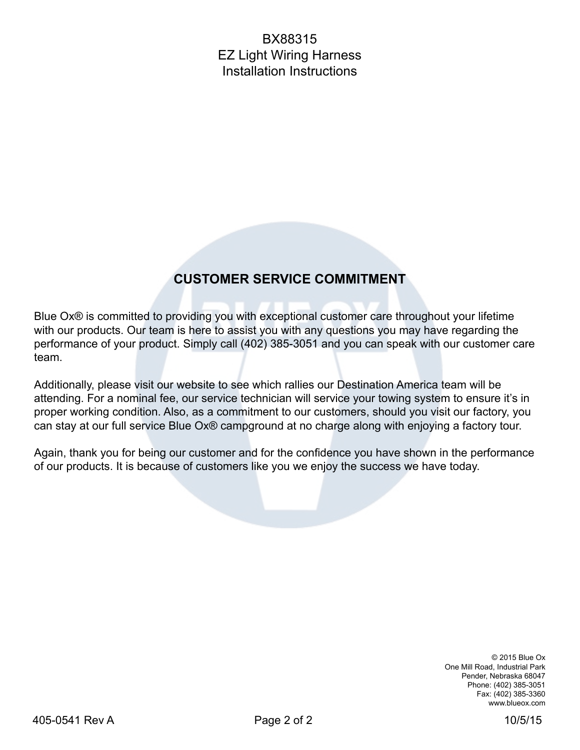# CUSTOMER SERVICE COMMITMENT

Blue Ox® is committed to providing you with exceptional customer care throughout your lifetime with our products. Our team is here to assist you with any questions you may have regarding the performance of your product. Simply call (402) 385-3051 and you can speak with our customer care team.

Additionally, please visit our website to see which rallies our Destination America team will be attending. For a nominal fee, our service technician will service your towing system to ensure it's in proper working condition. Also, as a commitment to our customers, should you visit our factory, you can stay at our full service Blue Ox® campground at no charge along with enjoying a factory tour.

Again, thank you for being our customer and for the confidence you have shown in the performance of our products. It is because of customers like you we enjoy the success we have today.

© 2015 Blue Ox
One Mill Road, Industrial Park
Pender, Nebraska 68047
Phone: (402) 385-3051
Fax: (402) 385-3360
www.blueox.com